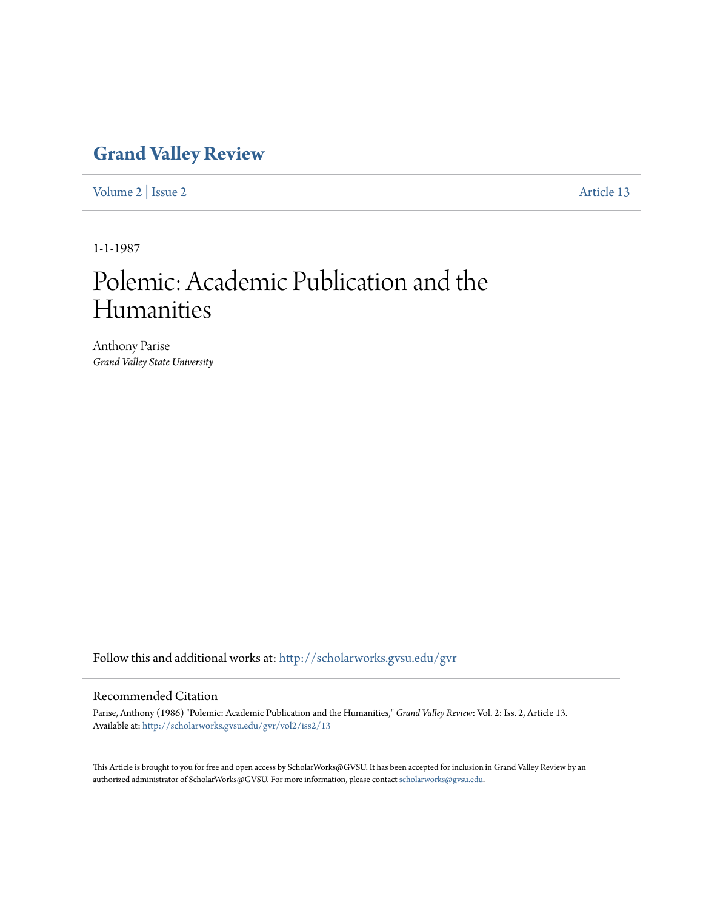# Grand Valley Review

Volume 2 | Issue 2 Article 13

1-1-1987

# Polemic: Academic Publication and the Humanities

Anthony Parise
*Grand Valley State University*

Follow this and additional works at: http://scholarworks.gvsu.edu/gvr

## Recommended Citation

Parise, Anthony (1986) "Polemic: Academic Publication and the Humanities," *Grand Valley Review*: Vol. 2: Iss. 2, Article 13.
Available at: http://scholarworks.gvsu.edu/gvr/vol2/iss2/13

This Article is brought to you for free and open access by ScholarWorks@GVSU. It has been accepted for inclusion in Grand Valley Review by an authorized administrator of ScholarWorks@GVSU. For more information, please contact scholarworks@gvsu.edu.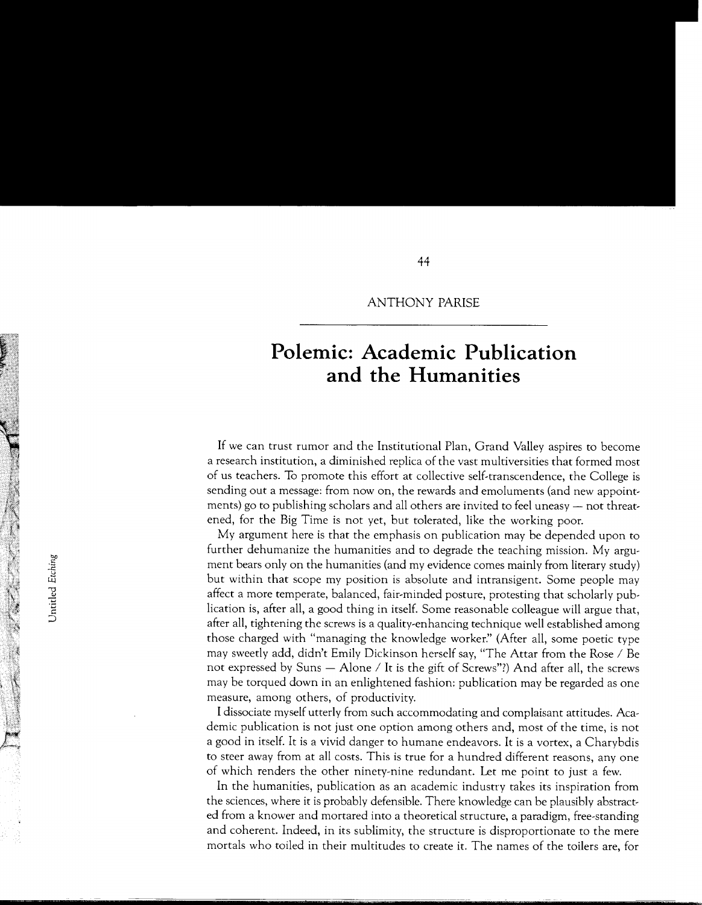ANTHONY PARISE

# Polemic: Academic Publication and the Humanities

If we can trust rumor and the Institutional Plan, Grand Valley aspires to become a research institution, a diminished replica of the vast multiversities that formed most of us teachers. To promote this effort at collective self-transcendence, the College is sending out a message: from now on, the rewards and emoluments (and new appointments) go to publishing scholars and all others are invited to feel uneasy — not threatened, for the Big Time is not yet, but tolerated, like the working poor.

My argument here is that the emphasis on publication may be depended upon to further dehumanize the humanities and to degrade the teaching mission. My argument bears only on the humanities (and my evidence comes mainly from literary study) but within that scope my position is absolute and intransigent. Some people may affect a more temperate, balanced, fair-minded posture, protesting that scholarly publication is, after all, a good thing in itself. Some reasonable colleague will argue that, after all, tightening the screws is a quality-enhancing technique well established among those charged with "managing the knowledge worker." (After all, some poetic type may sweetly add, didn't Emily Dickinson herself say, "The Attar from the Rose / Be not expressed by Suns — Alone / It is the gift of Screws"?) And after all, the screws may be torqued down in an enlightened fashion: publication may be regarded as one measure, among others, of productivity.

I dissociate myself utterly from such accommodating and complaisant attitudes. Academic publication is not just one option among others and, most of the time, is not a good in itself. It is a vivid danger to humane endeavors. It is a vortex, a Charybdis to steer away from at all costs. This is true for a hundred different reasons, any one of which renders the other ninety-nine redundant. Let me point to just a few.

In the humanities, publication as an academic industry takes its inspiration from the sciences, where it is probably defensible. There knowledge can be plausibly abstracted from a knower and mortared into a theoretical structure, a paradigm, free-standing and coherent. Indeed, in its sublimity, the structure is disproportionate to the mere mortals who toiled in their multitudes to create it. The names of the toilers are, for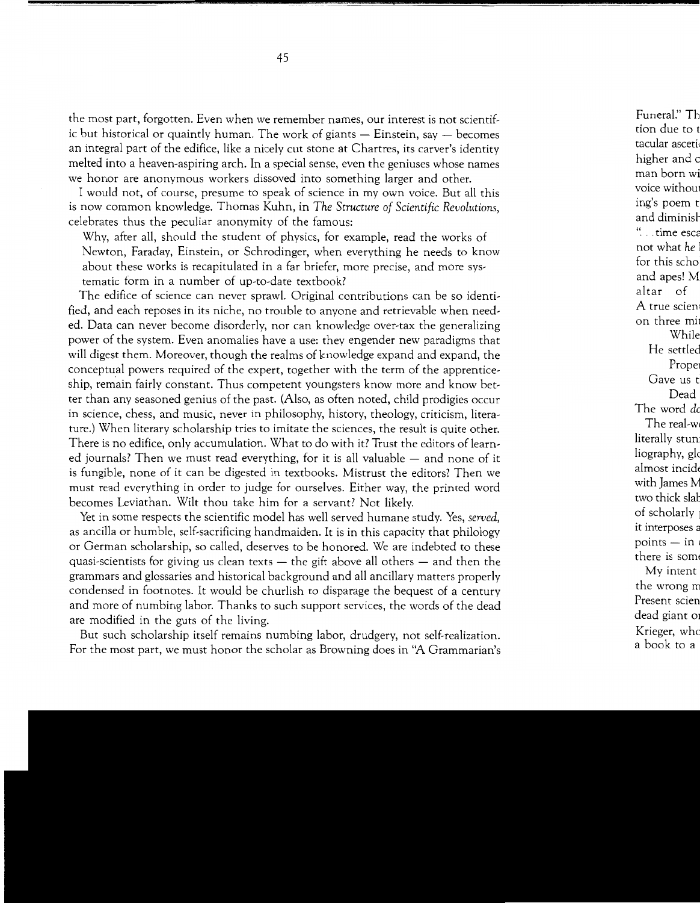the most part, forgotten. Even when we remember names, our interest is not scientific but historical or quaintly human. The work of giants — Einstein, say — becomes an integral part of the edifice, like a nicely cut stone at Chartres, its carver's identity melted into a heaven-aspiring arch. In a special sense, even the geniuses whose names we honor are anonymous workers dissoved into something larger and other.

I would not, of course, presume to speak of science in my own voice. But all this is now common knowledge. Thomas Kuhn, in *The Structure of Scientific Revolutions*, celebrates thus the peculiar anonymity of the famous:

> Why, after all, should the student of physics, for example, read the works of Newton, Faraday, Einstein, or Schrodinger, when everything he needs to know about these works is recapitulated in a far briefer, more precise, and more systematic form in a number of up-to-date textbook?

The edifice of science can never sprawl. Original contributions can be so identified, and each reposes in its niche, no trouble to anyone and retrievable when needed. Data can never become disorderly, nor can knowledge over-tax the generalizing power of the system. Even anomalies have a use: they engender new paradigms that will digest them. Moreover, though the realms of knowledge expand and expand, the conceptual powers required of the expert, together with the term of the apprenticeship, remain fairly constant. Thus competent youngsters know more and know better than any seasoned genius of the past. (Also, as often noted, child prodigies occur in science, chess, and music, never in philosophy, history, theology, criticism, literature.) When literary scholarship tries to imitate the sciences, the result is quite other. There is no edifice, only accumulation. What to do with it? Trust the editors of learned journals? Then we must read everything, for it is all valuable — and none of it is fungible, none of it can be digested in textbooks. Mistrust the editors? Then we must read everything in order to judge for ourselves. Either way, the printed word becomes Leviathan. Wilt thou take him for a servant? Not likely.

Yet in some respects the scientific model has well served humane study. Yes, *served*, as ancilla or humble, self-sacrificing handmaiden. It is in this capacity that philology or German scholarship, so called, deserves to be honored. We are indebted to these quasi-scientists for giving us clean texts — the gift above all others — and then the grammars and glossaries and historical background and all ancillary matters properly condensed in footnotes. It would be churlish to disparage the bequest of a century and more of numbing labor. Thanks to such support services, the words of the dead are modified in the guts of the living.

But such scholarship itself remains numbing labor, drudgery, not self-realization. For the most part, we must honor the scholar as Browning does in "A Grammarian's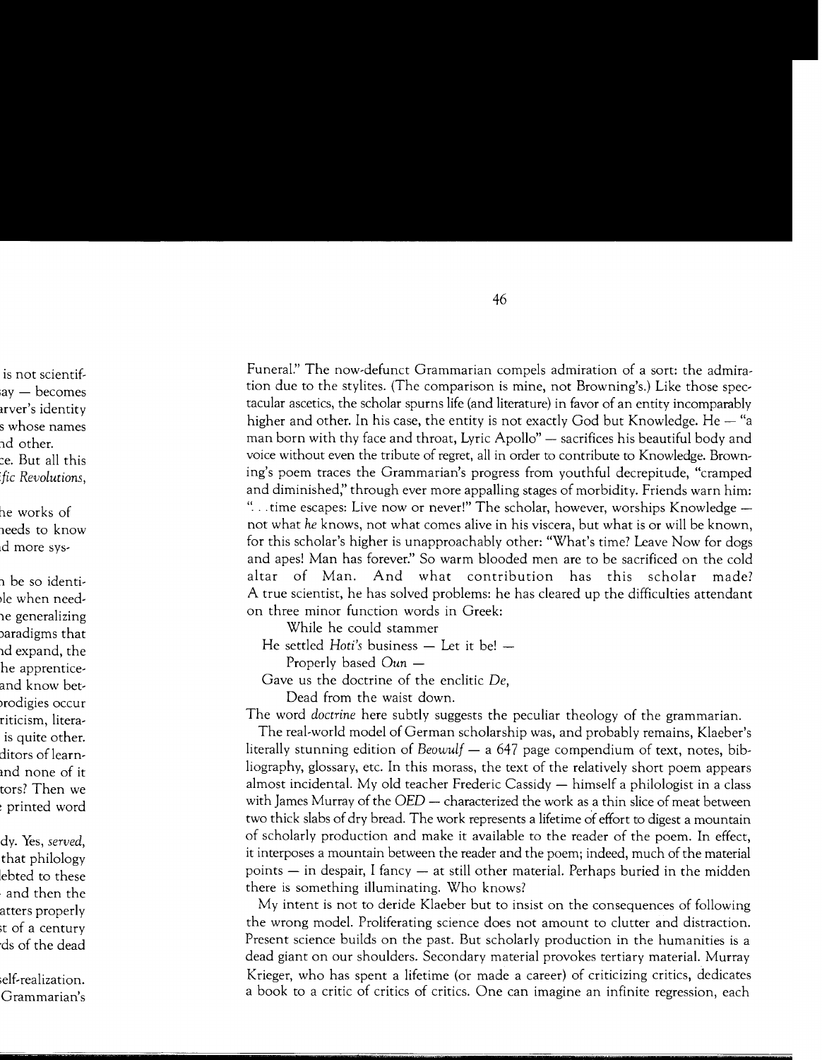Funeral." The now-defunct Grammarian compels admiration of a sort: the admiration due to the stylites. (The comparison is mine, not Browning's.) Like those spectacular ascetics, the scholar spurns life (and literature) in favor of an entity incomparably higher and other. In his case, the entity is not exactly God but Knowledge. He — "a man born with thy face and throat, Lyric Apollo" — sacrifices his beautiful body and voice without even the tribute of regret, all in order to contribute to Knowledge. Browning's poem traces the Grammarian's progress from youthful decrepitude, "cramped and diminished," through ever more appalling stages of morbidity. Friends warn him: ". . .time escapes: Live now or never!" The scholar, however, worships Knowledge — not what *he* knows, not what comes alive in his viscera, but what is or will be known, for this scholar's higher is unapproachably other: "What's time? Leave Now for dogs and apes! Man has forever." So warm blooded men are to be sacrificed on the cold altar of Man. And what contribution has this scholar made? A true scientist, he has solved problems: he has cleared up the difficulties attendant on three minor function words in Greek:

> While he could stammer
> He settled *Hoti's* business — Let it be! —
> Properly based *Oun* —
> Gave us the doctrine of the enclitic *De*,
> Dead from the waist down.

The word *doctrine* here subtly suggests the peculiar theology of the grammarian.

The real-world model of German scholarship was, and probably remains, Klaeber's literally stunning edition of *Beowulf* — a 647 page compendium of text, notes, bibliography, glossary, etc. In this morass, the text of the relatively short poem appears almost incidental. My old teacher Frederic Cassidy — himself a philologist in a class with James Murray of the *OED* — characterized the work as a thin slice of meat between two thick slabs of dry bread. The work represents a lifetime of effort to digest a mountain of scholarly production and make it available to the reader of the poem. In effect, it interposes a mountain between the reader and the poem; indeed, much of the material points — in despair, I fancy — at still other material. Perhaps buried in the midden there is something illuminating. Who knows?

My intent is not to deride Klaeber but to insist on the consequences of following the wrong model. Proliferating science does not amount to clutter and distraction. Present science builds on the past. But scholarly production in the humanities is a dead giant on our shoulders. Secondary material provokes tertiary material. Murray Krieger, who has spent a lifetime (or made a career) of criticizing critics, dedicates a book to a critic of critics of critics. One can imagine an infinite regression, each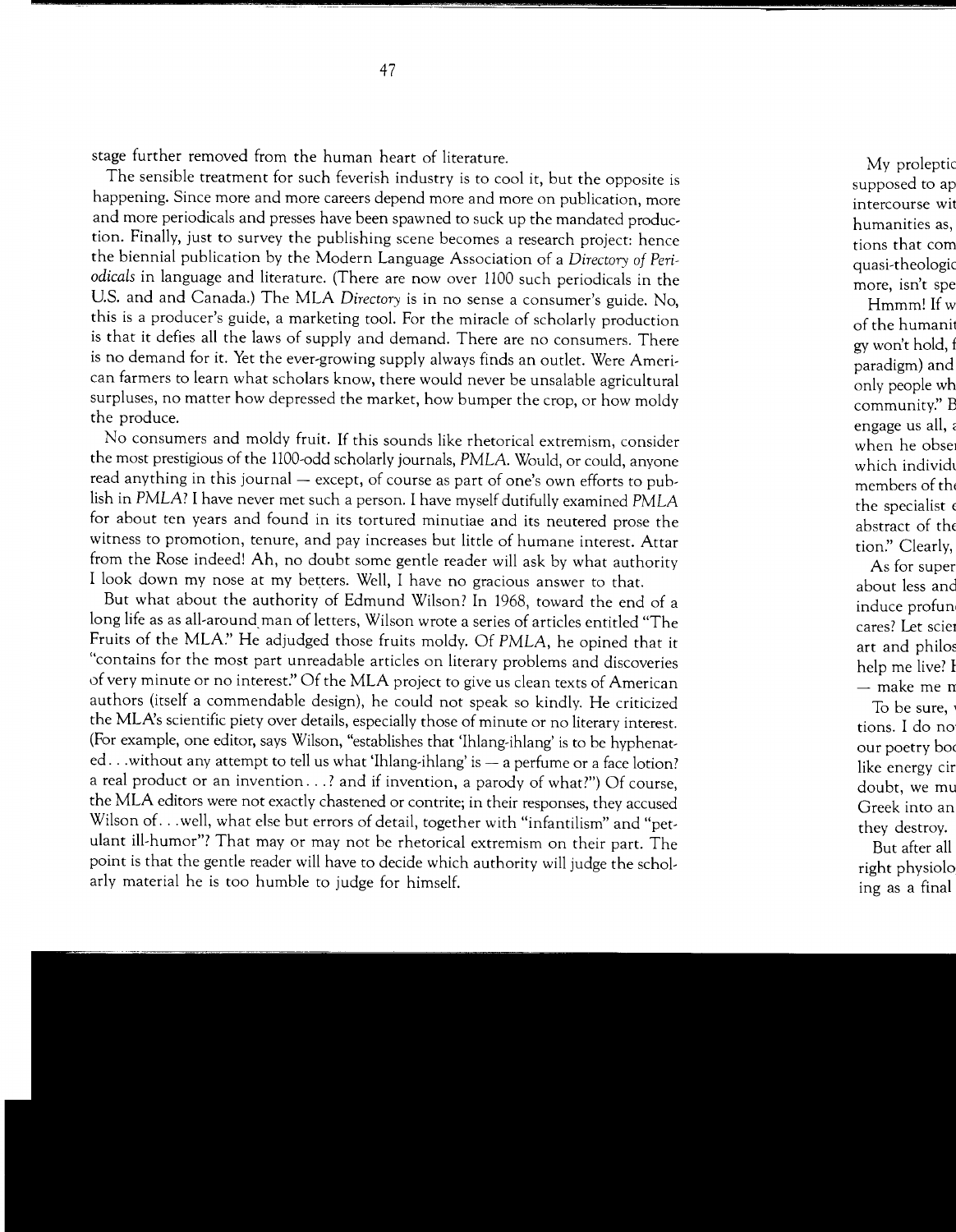stage further removed from the human heart of literature.

The sensible treatment for such feverish industry is to cool it, but the opposite is happening. Since more and more careers depend more and more on publication, more and more periodicals and presses have been spawned to suck up the mandated production. Finally, just to survey the publishing scene becomes a research project: hence the biennial publication by the Modern Language Association of a *Directory of Periodicals* in language and literature. (There are now over 1100 such periodicals in the U.S. and and Canada.) The MLA *Directory* is in no sense a consumer's guide. No, this is a producer's guide, a marketing tool. For the miracle of scholarly production is that it defies all the laws of supply and demand. There are no consumers. There is no demand for it. Yet the ever-growing supply always finds an outlet. Were American farmers to learn what scholars know, there would never be unsalable agricultural surpluses, no matter how depressed the market, how bumper the crop, or how moldy the produce.

No consumers and moldy fruit. If this sounds like rhetorical extremism, consider the most prestigious of the 1100-odd scholarly journals, *PMLA*. Would, or could, anyone read anything in this journal — except, of course as part of one's own efforts to publish in *PMLA*? I have never met such a person. I have myself dutifully examined *PMLA* for about ten years and found in its tortured minutiae and its neutered prose the witness to promotion, tenure, and pay increases but little of humane interest. Attar from the Rose indeed! Ah, no doubt some gentle reader will ask by what authority I look down my nose at my betters. Well, I have no gracious answer to that.

But what about the authority of Edmund Wilson? In 1968, toward the end of a long life as as all-around man of letters, Wilson wrote a series of articles entitled "The Fruits of the MLA." He adjudged those fruits moldy. Of *PMLA*, he opined that it "contains for the most part unreadable articles on literary problems and discoveries of very minute or no interest." Of the MLA project to give us clean texts of American authors (itself a commendable design), he could not speak so kindly. He criticized the MLA's scientific piety over details, especially those of minute or no literary interest. (For example, one editor, says Wilson, "establishes that 'Ihlang-ihlang' is to be hyphenated. . .without any attempt to tell us what 'Ihlang-ihlang' is — a perfume or a face lotion? a real product or an invention. . .? and if invention, a parody of what?") Of course, the MLA editors were not exactly chastened or contrite; in their responses, they accused Wilson of. . .well, what else but errors of detail, together with "infantilism" and "petulant ill-humor"? That may or may not be rhetorical extremism on their part. The point is that the gentle reader will have to decide which authority will judge the scholarly material he is too humble to judge for himself.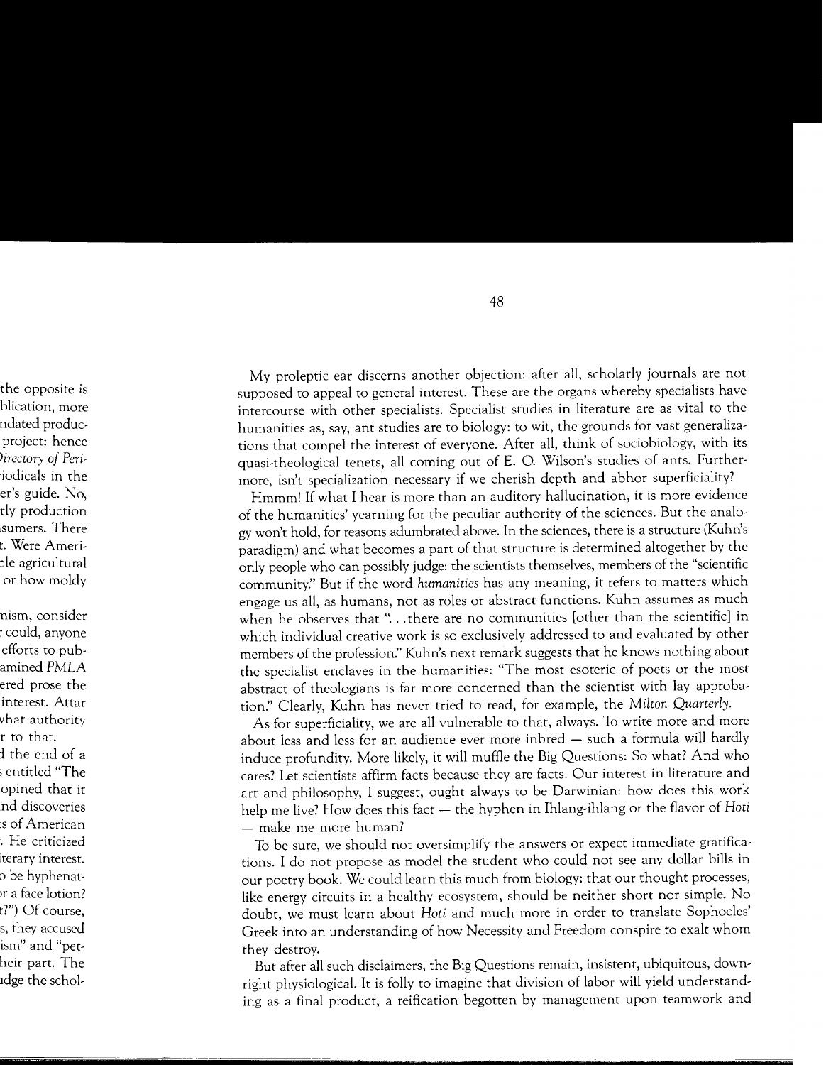My proleptic ear discerns another objection: after all, scholarly journals are not supposed to appeal to general interest. These are the organs whereby specialists have intercourse with other specialists. Specialist studies in literature are as vital to the humanities as, say, ant studies are to biology: to wit, the grounds for vast generalizations that compel the interest of everyone. After all, think of sociobiology, with its quasi-theological tenets, all coming out of E. O. Wilson's studies of ants. Furthermore, isn't specialization necessary if we cherish depth and abhor superficiality?

Hmmm! If what I hear is more than an auditory hallucination, it is more evidence of the humanities' yearning for the peculiar authority of the sciences. But the analogy won't hold, for reasons adumbrated above. In the sciences, there is a structure (Kuhn's paradigm) and what becomes a part of that structure is determined altogether by the only people who can possibly judge: the scientists themselves, members of the "scientific community." But if the word *humanities* has any meaning, it refers to matters which engage us all, as humans, not as roles or abstract functions. Kuhn assumes as much when he observes that "...there are no communities [other than the scientific] in which individual creative work is so exclusively addressed to and evaluated by other members of the profession." Kuhn's next remark suggests that he knows nothing about the specialist enclaves in the humanities: "The most esoteric of poets or the most abstract of theologians is far more concerned than the scientist with lay approbation." Clearly, Kuhn has never tried to read, for example, the *Milton Quarterly*.

As for superficiality, we are all vulnerable to that, always. To write more and more about less and less for an audience ever more inbred — such a formula will hardly induce profundity. More likely, it will muffle the Big Questions: So what? And who cares? Let scientists affirm facts because they are facts. Our interest in literature and art and philosophy, I suggest, ought always to be Darwinian: how does this work help me live? How does this fact — the hyphen in Ihlang-ihlang or the flavor of *Hoti* — make me more human?

To be sure, we should not oversimplify the answers or expect immediate gratifications. I do not propose as model the student who could not see any dollar bills in our poetry book. We could learn this much from biology: that our thought processes, like energy circuits in a healthy ecosystem, should be neither short nor simple. No doubt, we must learn about *Hoti* and much more in order to translate Sophocles' Greek into an understanding of how Necessity and Freedom conspire to exalt whom they destroy.

But after all such disclaimers, the Big Questions remain, insistent, ubiquitous, downright physiological. It is folly to imagine that division of labor will yield understanding as a final product, a reification begotten by management upon teamwork and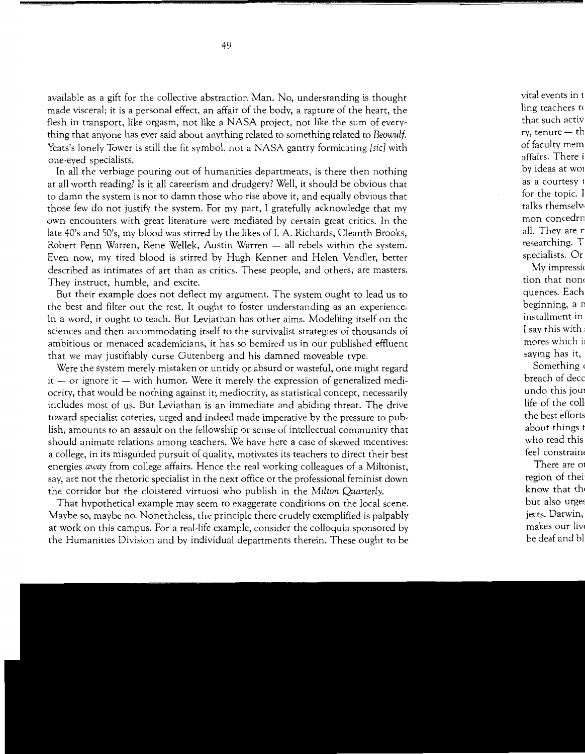available as a gift for the collective abstraction Man. No, understanding is thought made visceral; it is a personal effect, an affair of the body, a rapture of the heart, the flesh in transport, like orgasm, not like a NASA project, not like the sum of everything that anyone has ever said about anything related to something related to *Beowulf*. Yeats's lonely Tower is still the fit symbol, not a NASA gantry formicating *[sic]* with one-eyed specialists.

In all the verbiage pouring out of humanities departments, is there then nothing at all worth reading? Is it all careerism and drudgery? Well, it should be obvious that to damn the system is not to damn those who rise above it, and equally obvious that those few do not justify the system. For my part, I gratefully acknowledge that my own encounters with great literature were mediated by certain great critics. In the late 40's and 50's, my blood was stirred by the likes of I. A. Richards, Cleanth Brooks, Robert Penn Warren, Rene Wellek, Austin Warren — all rebels within the system. Even now, my tired blood is stirred by Hugh Kenner and Helen Vendler, better described as intimates of art than as critics. These people, and others, are masters. They instruct, humble, and excite.

But their example does not deflect my argument. The system ought to lead us to the best and filter out the rest. It ought to foster understanding as an experience. In a word, it ought to teach. But Leviathan has other aims. Modelling itself on the sciences and then accommodating itself to the survivalist strategies of thousands of ambitious or menaced academicians, it has so bemired us in our published effluent that we may justifiably curse Gutenberg and his damned moveable type.

Were the system merely mistaken or untidy or absurd or wasteful, one might regard it — or ignore it — with humor. Were it merely the expression of generalized mediocrity, that would be nothing against it; mediocrity, as statistical concept, necessarily includes most of us. But Leviathan is an immediate and abiding threat. The drive toward specialist coteries, urged and indeed made imperative by the pressure to publish, amounts to an assault on the fellowship or sense of intellectual community that should animate relations among teachers. We have here a case of skewed incentives: a college, in its misguided pursuit of quality, motivates its teachers to direct their best energies *away* from college affairs. Hence the real working colleagues of a Miltonist, say, are not the rhetoric specialist in the next office or the professional feminist down the corridor but the cloistered virtuosi who publish in the *Milton Quarterly*.

That hypothetical example may seem to exaggerate conditions on the local scene. Maybe so, maybe no. Nonetheless, the principle there crudely exemplified is palpably at work on this campus. For a real-life example, consider the colloquia sponsored by the Humanities Division and by individual departments therein. These ought to be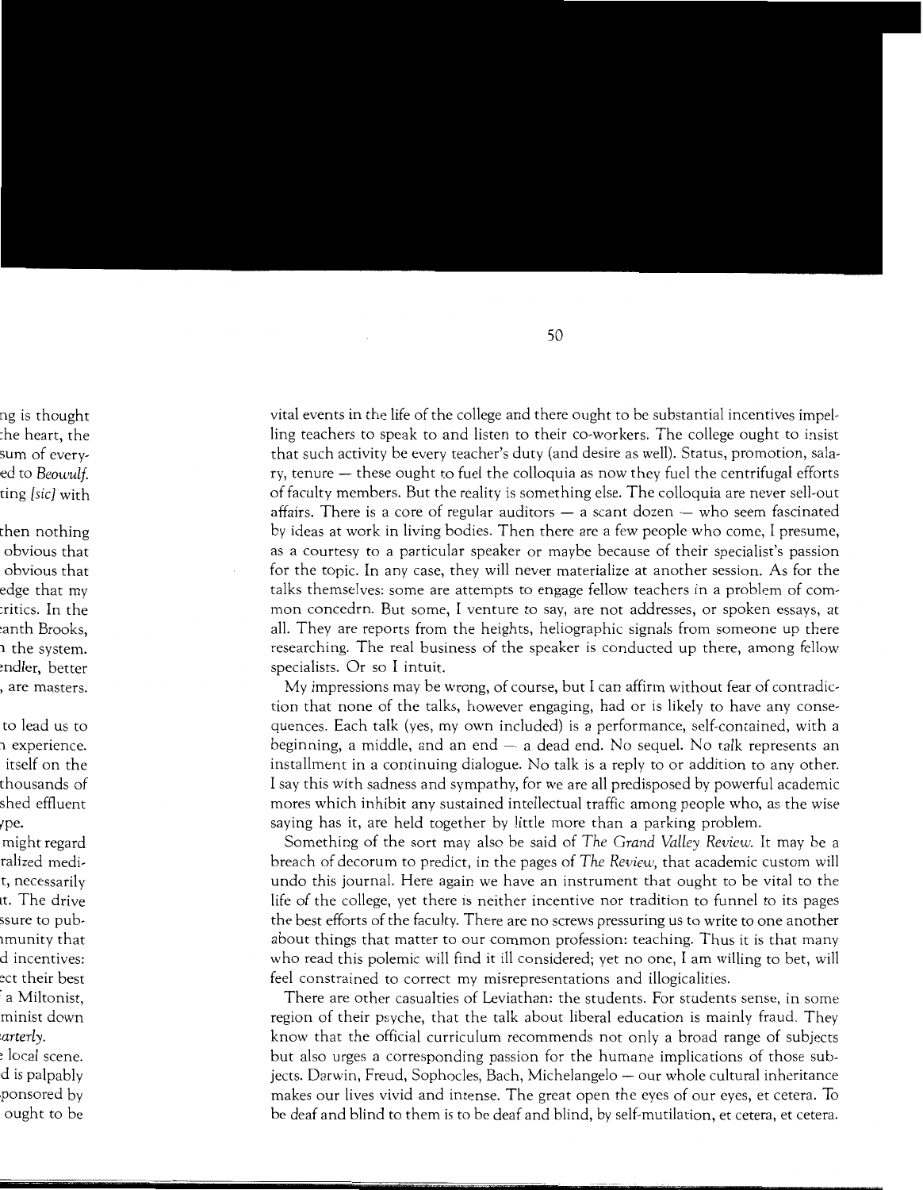vital events in the life of the college and there ought to be substantial incentives impelling teachers to speak to and listen to their co-workers. The college ought to insist that such activity be every teacher's duty (and desire as well). Status, promotion, salary, tenure — these ought to fuel the colloquia as now they fuel the centrifugal efforts of faculty members. But the reality is something else. The colloquia are never sell-out affairs. There is a core of regular auditors — a scant dozen — who seem fascinated by ideas at work in living bodies. Then there are a few people who come, I presume, as a courtesy to a particular speaker or maybe because of their specialist's passion for the topic. In any case, they will never materialize at another session. As for the talks themselves: some are attempts to engage fellow teachers in a problem of common concedrn. But some, I venture to say, are not addresses, or spoken essays, at all. They are reports from the heights, heliographic signals from someone up there researching. The real business of the speaker is conducted up there, among fellow specialists. Or so I intuit.

My impressions may be wrong, of course, but I can affirm without fear of contradiction that none of the talks, however engaging, had or is likely to have any consequences. Each talk (yes, my own included) is a performance, self-contained, with a beginning, a middle, and an end — a dead end. No sequel. No talk represents an installment in a continuing dialogue. No talk is a reply to or addition to any other. I say this with sadness and sympathy, for we are all predisposed by powerful academic mores which inhibit any sustained intellectual traffic among people who, as the wise saying has it, are held together by little more than a parking problem.

Something of the sort may also be said of *The Grand Valley Review.* It may be a breach of decorum to predict, in the pages of *The Review,* that academic custom will undo this journal. Here again we have an instrument that ought to be vital to the life of the college, yet there is neither incentive nor tradition to funnel to its pages the best efforts of the faculty. There are no screws pressuring us to write to one another about things that matter to our common profession: teaching. Thus it is that many who read this polemic will find it ill considered; yet no one, I am willing to bet, will feel constrained to correct my misrepresentations and illogicalities.

There are other casualties of Leviathan: the students. For students sense, in some region of their psyche, that the talk about liberal education is mainly fraud. They know that the official curriculum recommends not only a broad range of subjects but also urges a corresponding passion for the humane implications of those subjects. Darwin, Freud, Sophocles, Bach, Michelangelo — our whole cultural inheritance makes our lives vivid and intense. The great open the eyes of our eyes, et cetera. To be deaf and blind to them is to be deaf and blind, by self-mutilation, et cetera, et cetera.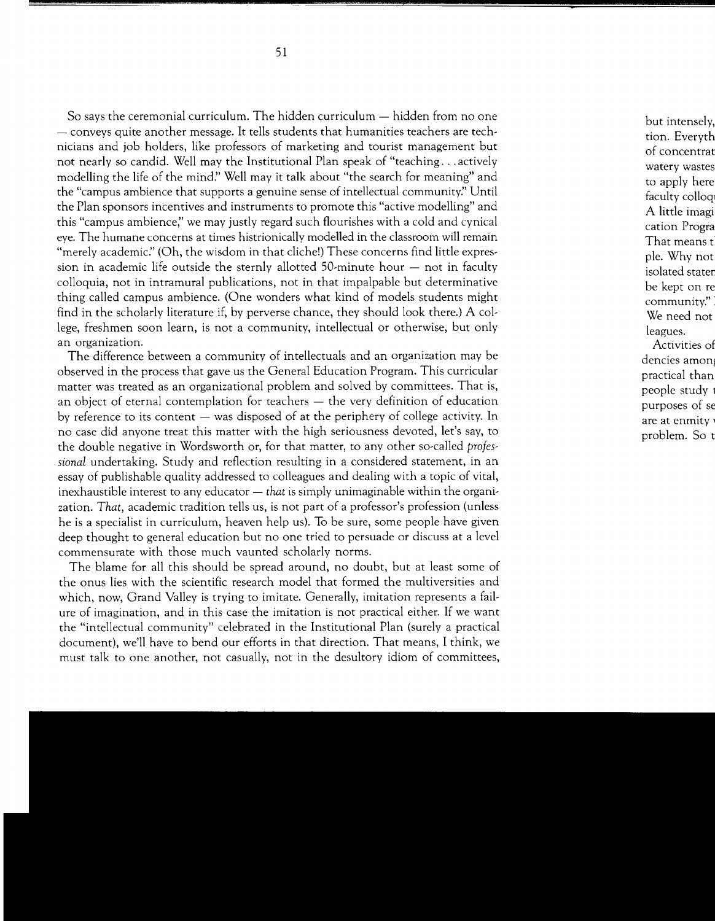So says the ceremonial curriculum. The hidden curriculum — hidden from no one — conveys quite another message. It tells students that humanities teachers are technicians and job holders, like professors of marketing and tourist management but not nearly so candid. Well may the Institutional Plan speak of "teaching. . . actively modelling the life of the mind." Well may it talk about "the search for meaning" and the "campus ambience that supports a genuine sense of intellectual community." Until the Plan sponsors incentives and instruments to promote this "active modelling" and this "campus ambience," we may justly regard such flourishes with a cold and cynical eye. The humane concerns at times histrionically modelled in the classroom will remain "merely academic." (Oh, the wisdom in that cliche!) These concerns find little expression in academic life outside the sternly allotted 50-minute hour — not in faculty colloquia, not in intramural publications, not in that impalpable but determinative thing called campus ambience. (One wonders what kind of models students might find in the scholarly literature if, by perverse chance, they should look there.) A college, freshmen soon learn, is not a community, intellectual or otherwise, but only an organization.

The difference between a community of intellectuals and an organization may be observed in the process that gave us the General Education Program. This curricular matter was treated as an organizational problem and solved by committees. That is, an object of eternal contemplation for teachers — the very definition of education by reference to its content — was disposed of at the periphery of college activity. In no case did anyone treat this matter with the high seriousness devoted, let's say, to the double negative in Wordsworth or, for that matter, to any other so-called *professional* undertaking. Study and reflection resulting in a considered statement, in an essay of publishable quality addressed to colleagues and dealing with a topic of vital, inexhaustible interest to any educator — *that* is simply unimaginable within the organization. *That*, academic tradition tells us, is not part of a professor's profession (unless he is a specialist in curriculum, heaven help us). To be sure, some people have given deep thought to general education but no one tried to persuade or discuss at a level commensurate with those much vaunted scholarly norms.

The blame for all this should be spread around, no doubt, but at least some of the onus lies with the scientific research model that formed the multiversities and which, now, Grand Valley is trying to imitate. Generally, imitation represents a failure of imagination, and in this case the imitation is not practical either. If we want the "intellectual community" celebrated in the Institutional Plan (surely a practical document), we'll have to bend our efforts in that direction. That means, I think, we must talk to one another, not casually, not in the desultory idiom of committees,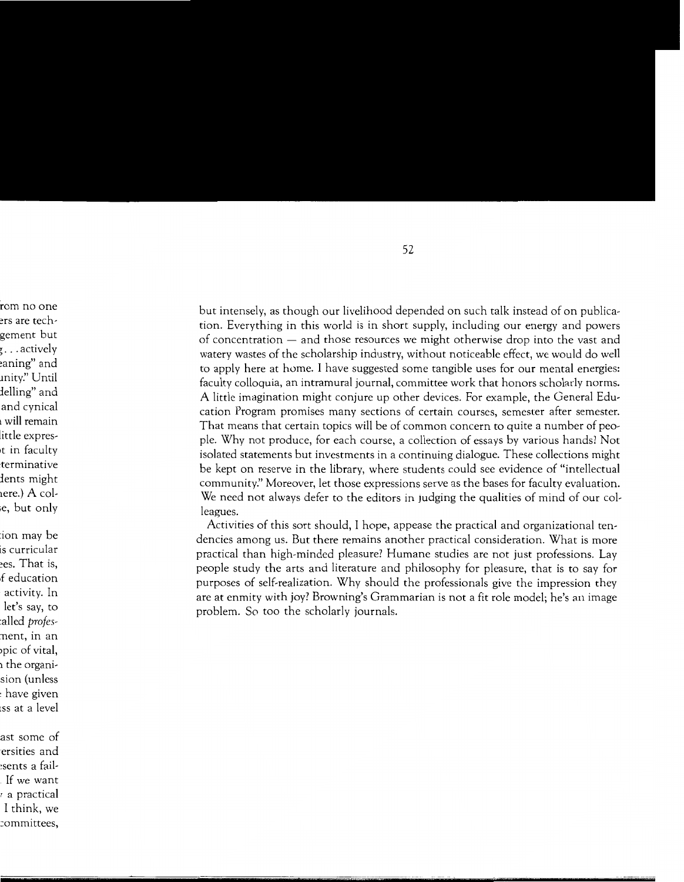but intensely, as though our livelihood depended on such talk instead of on publication. Everything in this world is in short supply, including our energy and powers of concentration — and those resources we might otherwise drop into the vast and watery wastes of the scholarship industry, without noticeable effect, we would do well to apply here at home. I have suggested some tangible uses for our mental energies: faculty colloquia, an intramural journal, committee work that honors scholarly norms. A little imagination might conjure up other devices. For example, the General Education Program promises many sections of certain courses, semester after semester. That means that certain topics will be of common concern to quite a number of people. Why not produce, for each course, a collection of essays by various hands? Not isolated statements but investments in a continuing dialogue. These collections might be kept on reserve in the library, where students could see evidence of "intellectual community." Moreover, let those expressions serve as the bases for faculty evaluation. We need not always defer to the editors in judging the qualities of mind of our colleagues.

Activities of this sort should, I hope, appease the practical and organizational tendencies among us. But there remains another practical consideration. What is more practical than high-minded pleasure? Humane studies are not just professions. Lay people study the arts and literature and philosophy for pleasure, that is to say for purposes of self-realization. Why should the professionals give the impression they are at enmity with joy? Browning's Grammarian is not a fit role model; he's an image problem. So too the scholarly journals.